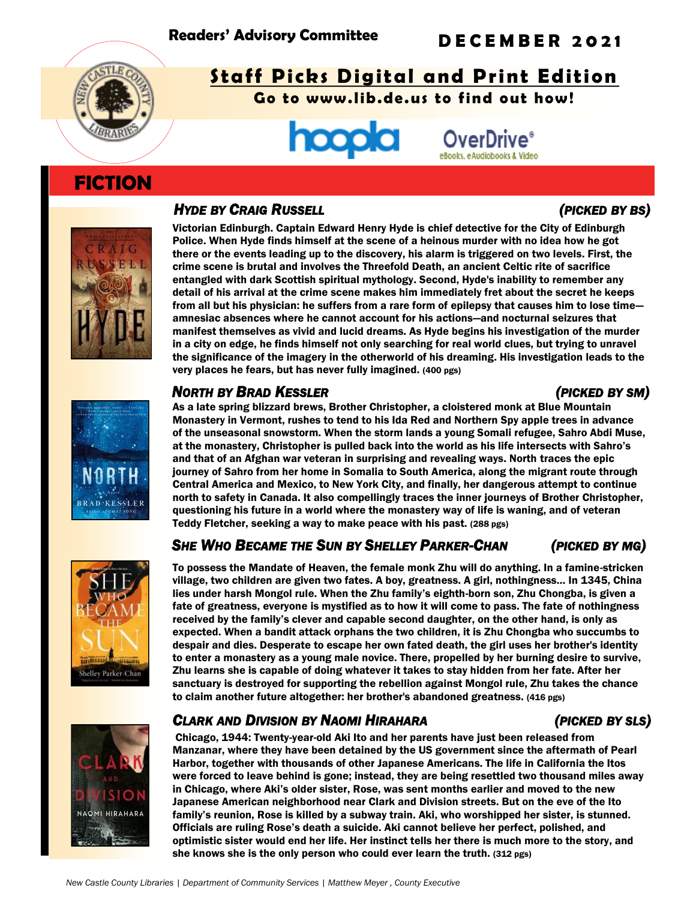Readers' Advisory Committee

**DECEMBER 2021**

# Staff Picks Digital and Print Edition

**Go to www.lib.de.us to find out how!**

hoopla OverDrive® eBooks, eAudiobooks & Video

## FICTION

### *HYDE BY CRAIG RUSSELL* *(PICKED BY BS)*

**Victorian Edinburgh. Captain Edward Henry Hyde is chief detective for the City of Edinburgh Police. When Hyde finds himself at the scene of a heinous murder with no idea how he got there or the events leading up to the discovery, his alarm is triggered on two levels. First, the crime scene is brutal and involves the Threefold Death, an ancient Celtic rite of sacrifice entangled with dark Scottish spiritual mythology. Second, Hyde's inability to remember any detail of his arrival at the crime scene makes him immediately fret about the secret he keeps from all but his physician: he suffers from a rare form of epilepsy that causes him to lose time—amnesiac absences where he cannot account for his actions—and nocturnal seizures that manifest themselves as vivid and lucid dreams. As Hyde begins his investigation of the murder in a city on edge, he finds himself not only searching for real world clues, but trying to unravel the significance of the imagery in the otherworld of his dreaming. His investigation leads to the very places he fears, but has never fully imagined. (400 pgs)**

### *NORTH BY BRAD KESSLER* *(PICKED BY SM)*

**As a late spring blizzard brews, Brother Christopher, a cloistered monk at Blue Mountain Monastery in Vermont, rushes to tend to his Ida Red and Northern Spy apple trees in advance of the unseasonal snowstorm. When the storm lands a young Somali refugee, Sahro Abdi Muse, at the monastery, Christopher is pulled back into the world as his life intersects with Sahro's and that of an Afghan war veteran in surprising and revealing ways. North traces the epic journey of Sahro from her home in Somalia to South America, along the migrant route through Central America and Mexico, to New York City, and finally, her dangerous attempt to continue north to safety in Canada. It also compellingly traces the inner journeys of Brother Christopher, questioning his future in a world where the monastery way of life is waning, and of veteran Teddy Fletcher, seeking a way to make peace with his past. (288 pgs)**

### *SHE WHO BECAME THE SUN BY SHELLEY PARKER-CHAN* *(PICKED BY MG)*

**To possess the Mandate of Heaven, the female monk Zhu will do anything. In a famine-stricken village, two children are given two fates. A boy, greatness. A girl, nothingness… In 1345, China lies under harsh Mongol rule. When the Zhu family's eighth-born son, Zhu Chongba, is given a fate of greatness, everyone is mystified as to how it will come to pass. The fate of nothingness received by the family's clever and capable second daughter, on the other hand, is only as expected. When a bandit attack orphans the two children, it is Zhu Chongba who succumbs to despair and dies. Desperate to escape her own fated death, the girl uses her brother's identity to enter a monastery as a young male novice. There, propelled by her burning desire to survive, Zhu learns she is capable of doing whatever it takes to stay hidden from her fate. After her sanctuary is destroyed for supporting the rebellion against Mongol rule, Zhu takes the chance to claim another future altogether: her brother's abandoned greatness. (416 pgs)**

### *CLARK AND DIVISION BY NAOMI HIRAHARA* *(PICKED BY SLS)*

**Chicago, 1944: Twenty-year-old Aki Ito and her parents have just been released from Manzanar, where they have been detained by the US government since the aftermath of Pearl Harbor, together with thousands of other Japanese Americans. The life in California the Itos were forced to leave behind is gone; instead, they are being resettled two thousand miles away in Chicago, where Aki's older sister, Rose, was sent months earlier and moved to the new Japanese American neighborhood near Clark and Division streets. But on the eve of the Ito family's reunion, Rose is killed by a subway train. Aki, who worshipped her sister, is stunned. Officials are ruling Rose's death a suicide. Aki cannot believe her perfect, polished, and optimistic sister would end her life. Her instinct tells her there is much more to the story, and she knows she is the only person who could ever learn the truth. (312 pgs)**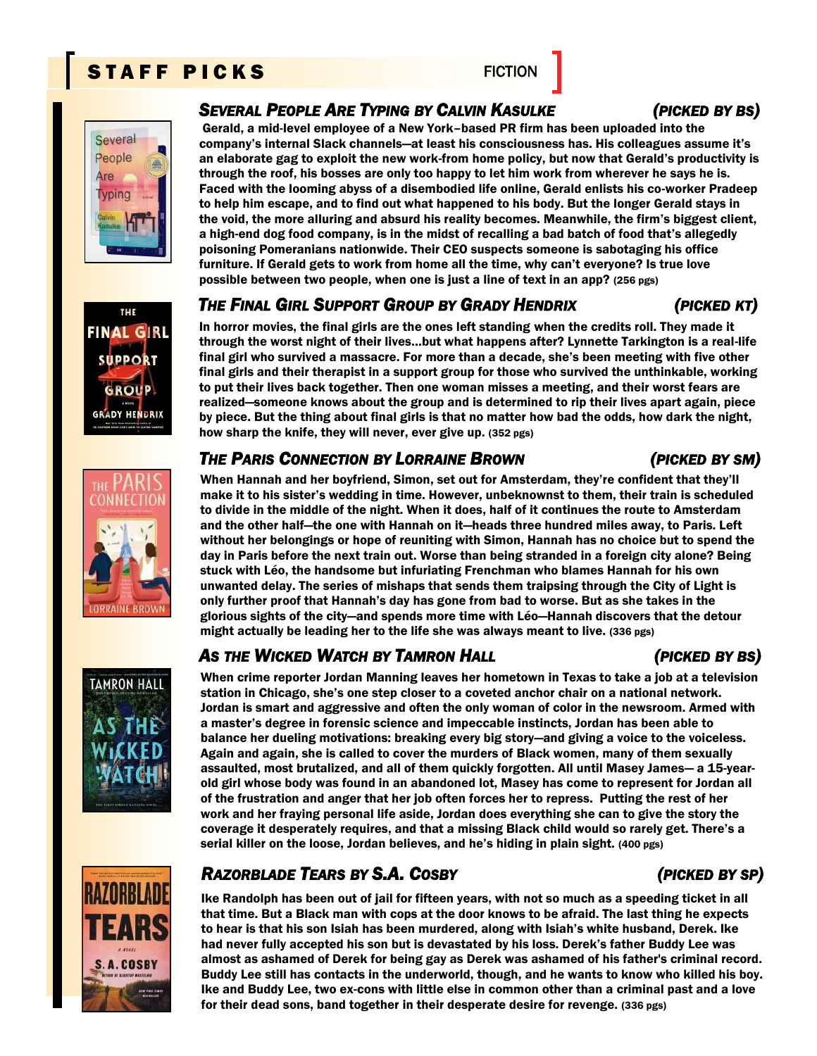# STAFF PICKS

FICTION

### *SEVERAL PEOPLE ARE TYPING BY CALVIN KASULKE* *(PICKED BY BS)*

**Gerald, a mid-level employee of a New York–based PR firm has been uploaded into the company's internal Slack channels—at least his consciousness has. His colleagues assume it's an elaborate gag to exploit the new work-from home policy, but now that Gerald's productivity is through the roof, his bosses are only too happy to let him work from wherever he says he is. Faced with the looming abyss of a disembodied life online, Gerald enlists his co-worker Pradeep to help him escape, and to find out what happened to his body. But the longer Gerald stays in the void, the more alluring and absurd his reality becomes. Meanwhile, the firm's biggest client, a high-end dog food company, is in the midst of recalling a bad batch of food that's allegedly poisoning Pomeranians nationwide. Their CEO suspects someone is sabotaging his office furniture. If Gerald gets to work from home all the time, why can't everyone? Is true love possible between two people, when one is just a line of text in an app? (256 pgs)**

### *THE FINAL GIRL SUPPORT GROUP BY GRADY HENDRIX* *(PICKED KT)*

**In horror movies, the final girls are the ones left standing when the credits roll. They made it through the worst night of their lives...but what happens after? Lynnette Tarkington is a real-life final girl who survived a massacre. For more than a decade, she's been meeting with five other final girls and their therapist in a support group for those who survived the unthinkable, working to put their lives back together. Then one woman misses a meeting, and their worst fears are realized—someone knows about the group and is determined to rip their lives apart again, piece by piece. But the thing about final girls is that no matter how bad the odds, how dark the night, how sharp the knife, they will never, ever give up. (352 pgs)**

### *THE PARIS CONNECTION BY LORRAINE BROWN* *(PICKED BY SM)*

**When Hannah and her boyfriend, Simon, set out for Amsterdam, they're confident that they'll make it to his sister's wedding in time. However, unbeknownst to them, their train is scheduled to divide in the middle of the night. When it does, half of it continues the route to Amsterdam and the other half—the one with Hannah on it—heads three hundred miles away, to Paris. Left without her belongings or hope of reuniting with Simon, Hannah has no choice but to spend the day in Paris before the next train out. Worse than being stranded in a foreign city alone? Being stuck with Léo, the handsome but infuriating Frenchman who blames Hannah for his own unwanted delay. The series of mishaps that sends them traipsing through the City of Light is only further proof that Hannah's day has gone from bad to worse. But as she takes in the glorious sights of the city—and spends more time with Léo—Hannah discovers that the detour might actually be leading her to the life she was always meant to live. (336 pgs)**

### *AS THE WICKED WATCH BY TAMRON HALL* *(PICKED BY BS)*

**When crime reporter Jordan Manning leaves her hometown in Texas to take a job at a television station in Chicago, she's one step closer to a coveted anchor chair on a national network. Jordan is smart and aggressive and often the only woman of color in the newsroom. Armed with a master's degree in forensic science and impeccable instincts, Jordan has been able to balance her dueling motivations: breaking every big story—and giving a voice to the voiceless. Again and again, she is called to cover the murders of Black women, many of them sexually assaulted, most brutalized, and all of them quickly forgotten. All until Masey James— a 15-year-old girl whose body was found in an abandoned lot, Masey has come to represent for Jordan all of the frustration and anger that her job often forces her to repress. Putting the rest of her work and her fraying personal life aside, Jordan does everything she can to give the story the coverage it desperately requires, and that a missing Black child would so rarely get. There's a serial killer on the loose, Jordan believes, and he's hiding in plain sight. (400 pgs)**

### *RAZORBLADE TEARS BY S.A. COSBY* *(PICKED BY SP)*

**Ike Randolph has been out of jail for fifteen years, with not so much as a speeding ticket in all that time. But a Black man with cops at the door knows to be afraid. The last thing he expects to hear is that his son Isiah has been murdered, along with Isiah's white husband, Derek. Ike had never fully accepted his son but is devastated by his loss. Derek's father Buddy Lee was almost as ashamed of Derek for being gay as Derek was ashamed of his father's criminal record. Buddy Lee still has contacts in the underworld, though, and he wants to know who killed his boy. Ike and Buddy Lee, two ex-cons with little else in common other than a criminal past and a love for their dead sons, band together in their desperate desire for revenge. (336 pgs)**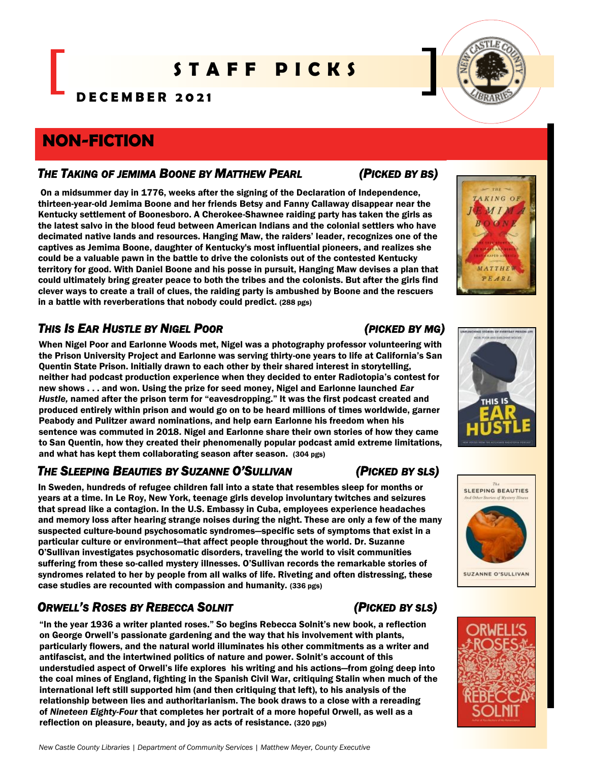# STAFF PICKS

**DECEMBER 2021**

## NON-FICTION

### *THE TAKING OF JEMIMA BOONE BY MATTHEW PEARL* (*PICKED BY BS*)

**On a midsummer day in 1776, weeks after the signing of the Declaration of Independence, thirteen-year-old Jemima Boone and her friends Betsy and Fanny Callaway disappear near the Kentucky settlement of Boonesboro. A Cherokee-Shawnee raiding party has taken the girls as the latest salvo in the blood feud between American Indians and the colonial settlers who have decimated native lands and resources. Hanging Maw, the raiders' leader, recognizes one of the captives as Jemima Boone, daughter of Kentucky's most influential pioneers, and realizes she could be a valuable pawn in the battle to drive the colonists out of the contested Kentucky territory for good. With Daniel Boone and his posse in pursuit, Hanging Maw devises a plan that could ultimately bring greater peace to both the tribes and the colonists. But after the girls find clever ways to create a trail of clues, the raiding party is ambushed by Boone and the rescuers in a battle with reverberations that nobody could predict. (288 pgs)**

### *THIS IS EAR HUSTLE BY NIGEL POOR* (*PICKED BY MG*)

**When Nigel Poor and Earlonne Woods met, Nigel was a photography professor volunteering with the Prison University Project and Earlonne was serving thirty-one years to life at California's San Quentin State Prison. Initially drawn to each other by their shared interest in storytelling, neither had podcast production experience when they decided to enter Radiotopia's contest for new shows . . . and won. Using the prize for seed money, Nigel and Earlonne launched *Ear Hustle,* named after the prison term for "eavesdropping." It was the first podcast created and produced entirely within prison and would go on to be heard millions of times worldwide, garner Peabody and Pulitzer award nominations, and help earn Earlonne his freedom when his sentence was commuted in 2018. Nigel and Earlonne share their own stories of how they came to San Quentin, how they created their phenomenally popular podcast amid extreme limitations, and what has kept them collaborating season after season. (304 pgs)**

### *THE SLEEPING BEAUTIES BY SUZANNE O'SULLIVAN* (*PICKED BY SLS*)

**In Sweden, hundreds of refugee children fall into a state that resembles sleep for months or years at a time. In Le Roy, New York, teenage girls develop involuntary twitches and seizures that spread like a contagion. In the U.S. Embassy in Cuba, employees experience headaches and memory loss after hearing strange noises during the night. These are only a few of the many suspected culture-bound psychosomatic syndromes—specific sets of symptoms that exist in a particular culture or environment—that affect people throughout the world. Dr. Suzanne O'Sullivan investigates psychosomatic disorders, traveling the world to visit communities suffering from these so-called mystery illnesses. O'Sullivan records the remarkable stories of syndromes related to her by people from all walks of life. Riveting and often distressing, these case studies are recounted with compassion and humanity. (336 pgs)**

### *ORWELL'S ROSES BY REBECCA SOLNIT* (*PICKED BY SLS*)

**"In the year 1936 a writer planted roses." So begins Rebecca Solnit's new book, a reflection on George Orwell's passionate gardening and the way that his involvement with plants, particularly flowers, and the natural world illuminates his other commitments as a writer and antifascist, and the intertwined politics of nature and power. Solnit's account of this understudied aspect of Orwell's life explores his writing and his actions—from going deep into the coal mines of England, fighting in the Spanish Civil War, critiquing Stalin when much of the international left still supported him (and then critiquing that left), to his analysis of the relationship between lies and authoritarianism. The book draws to a close with a rereading of *Nineteen Eighty-Four* that completes her portrait of a more hopeful Orwell, as well as a reflection on pleasure, beauty, and joy as acts of resistance. (320 pgs)**

*New Castle County Libraries | Department of Community Services | Matthew Meyer, County Executive*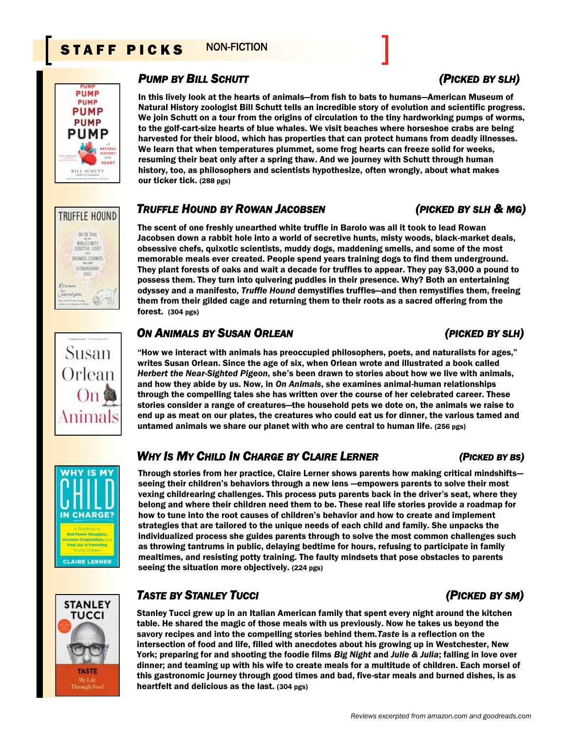# STAFF PICKS NON-FICTION

### *PUMP BY BILL SCHUTT* (*PICKED BY SLH*)

**In this lively look at the hearts of animals—from fish to bats to humans—American Museum of Natural History zoologist Bill Schutt tells an incredible story of evolution and scientific progress. We join Schutt on a tour from the origins of circulation to the tiny hardworking pumps of worms, to the golf-cart-size hearts of blue whales. We visit beaches where horseshoe crabs are being harvested for their blood, which has properties that can protect humans from deadly illnesses. We learn that when temperatures plummet, some frog hearts can freeze solid for weeks, resuming their beat only after a spring thaw. And we journey with Schutt through human history, too, as philosophers and scientists hypothesize, often wrongly, about what makes our ticker tick. (288 pgs)**

### *TRUFFLE HOUND BY ROWAN JACOBSEN* (*PICKED BY SLH & MG*)

**The scent of one freshly unearthed white truffle in Barolo was all it took to lead Rowan Jacobsen down a rabbit hole into a world of secretive hunts, misty woods, black-market deals, obsessive chefs, quixotic scientists, muddy dogs, maddening smells, and some of the most memorable meals ever created. People spend years training dogs to find them underground. They plant forests of oaks and wait a decade for truffles to appear. They pay $3,000 a pound to possess them. They turn into quivering puddles in their presence. Why? Both an entertaining odyssey and a manifesto, *Truffle Hound* demystifies truffles—and then remystifies them, freeing them from their gilded cage and returning them to their roots as a sacred offering from the forest. (304 pgs)**

### *ON ANIMALS BY SUSAN ORLEAN* (*PICKED BY SLH*)

**"How we interact with animals has preoccupied philosophers, poets, and naturalists for ages," writes Susan Orlean. Since the age of six, when Orlean wrote and illustrated a book called *Herbert the Near-Sighted Pigeon*, she's been drawn to stories about how we live with animals, and how they abide by us. Now, in *On Animals*, she examines animal-human relationships through the compelling tales she has written over the course of her celebrated career. These stories consider a range of creatures—the household pets we dote on, the animals we raise to end up as meat on our plates, the creatures who could eat us for dinner, the various tamed and untamed animals we share our planet with who are central to human life. (256 pgs)**

### *WHY IS MY CHILD IN CHARGE BY CLAIRE LERNER* (*PICKED BY BS*)

**Through stories from her practice, Claire Lerner shows parents how making critical mindshifts—seeing their children's behaviors through a new lens —empowers parents to solve their most vexing childrearing challenges. This process puts parents back in the driver's seat, where they belong and where their children need them to be. These real life stories provide a roadmap for how to tune into the root causes of children's behavior and how to create and implement strategies that are tailored to the unique needs of each child and family. She unpacks the individualized process she guides parents through to solve the most common challenges such as throwing tantrums in public, delaying bedtime for hours, refusing to participate in family mealtimes, and resisting potty training. The faulty mindsets that pose obstacles to parents seeing the situation more objectively. (224 pgs)**

### *TASTE BY STANLEY TUCCI* (*PICKED BY SM*)

**Stanley Tucci grew up in an Italian American family that spent every night around the kitchen table. He shared the magic of those meals with us previously. Now he takes us beyond the savory recipes and into the compelling stories behind them. *Taste* is a reflection on the intersection of food and life, filled with anecdotes about his growing up in Westchester, New York; preparing for and shooting the foodie films *Big Night* and *Julie & Julia*; falling in love over dinner; and teaming up with his wife to create meals for a multitude of children. Each morsel of this gastronomic journey through good times and bad, five-star meals and burned dishes, is as heartfelt and delicious as the last. (304 pgs)**

*Reviews excerpted from amazon.com and goodreads.com*